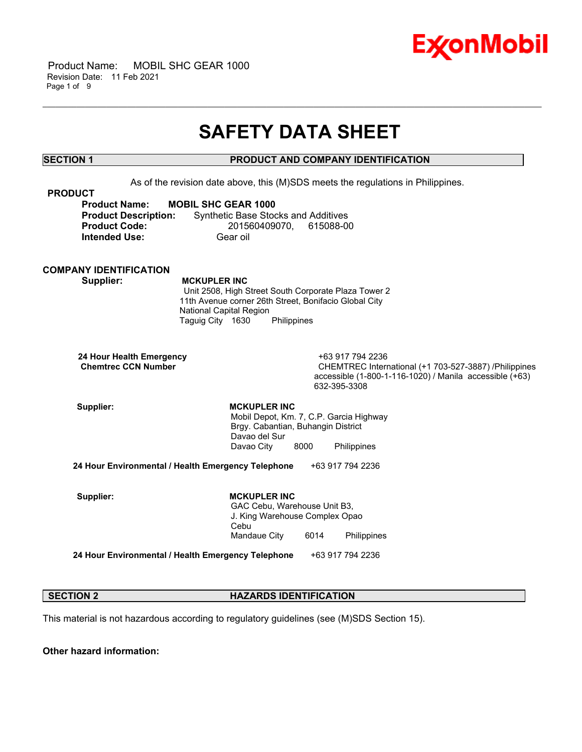# SAFETY DATA SHEET

## SECTION 1 PRODUCT AND COMPANY IDENTIFICATION

As of the revision date above, this (M)SDS meets the regulations in Philippines.

### PRODUCT

**Product Name:** **MOBIL SHC GEAR 1000**
**Product Description:** Synthetic Base Stocks and Additives
**Product Code:** 201560409070, 615088-00
**Intended Use:** Gear oil

### COMPANY IDENTIFICATION

**Supplier:** **MCKUPLER INC**
Unit 2508, High Street South Corporate Plaza Tower 2
11th Avenue corner 26th Street, Bonifacio Global City
National Capital Region
Taguig City 1630 Philippines

**24 Hour Health Emergency** +63 917 794 2236
**Chemtrec CCN Number** CHEMTREC International (+1 703-527-3887) /Philippines accessible (1-800-1-116-1020) / Manila accessible (+63) 632-395-3308

**Supplier:** **MCKUPLER INC**
Mobil Depot, Km. 7, C.P. Garcia Highway
Brgy. Cabantian, Buhangin District
Davao del Sur
Davao City 8000 Philippines

**24 Hour Environmental / Health Emergency Telephone** +63 917 794 2236

**Supplier:** **MCKUPLER INC**
GAC Cebu, Warehouse Unit B3,
J. King Warehouse Complex Opao
Cebu
Mandaue City 6014 Philippines

**24 Hour Environmental / Health Emergency Telephone** +63 917 794 2236

## SECTION 2 HAZARDS IDENTIFICATION

This material is not hazardous according to regulatory guidelines (see (M)SDS Section 15).

**Other hazard information:**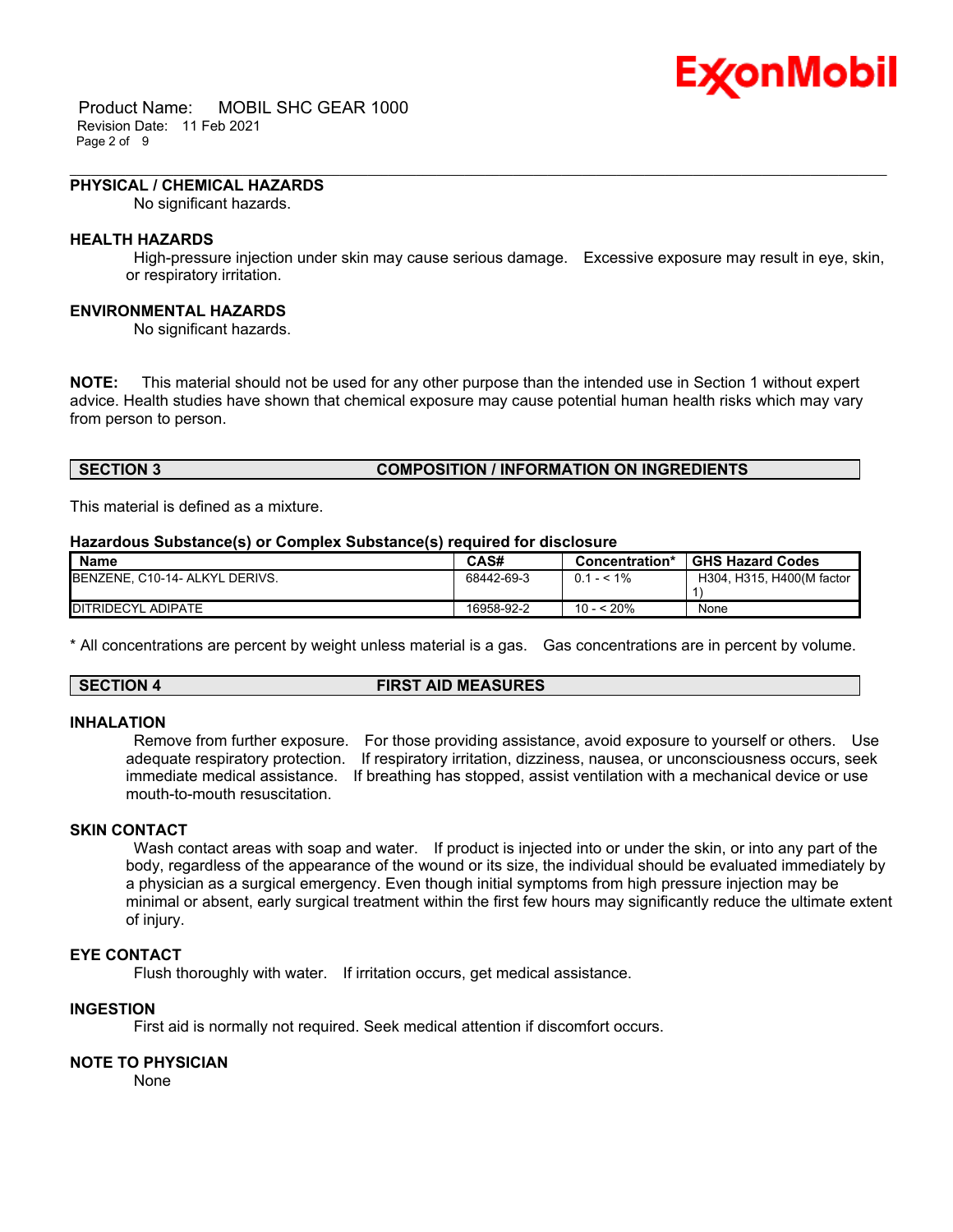### PHYSICAL / CHEMICAL HAZARDS

No significant hazards.

### HEALTH HAZARDS

High-pressure injection under skin may cause serious damage. Excessive exposure may result in eye, skin, or respiratory irritation.

### ENVIRONMENTAL HAZARDS

No significant hazards.

**NOTE:** This material should not be used for any other purpose than the intended use in Section 1 without expert advice. Health studies have shown that chemical exposure may cause potential human health risks which may vary from person to person.

## SECTION 3 COMPOSITION / INFORMATION ON INGREDIENTS

This material is defined as a mixture.

**Hazardous Substance(s) or Complex Substance(s) required for disclosure**

| Name | CAS# | Concentration* | GHS Hazard Codes |
|---|---|---|---|
| BENZENE, C10-14- ALKYL DERIVS. | 68442-69-3 | 0.1 - < 1% | H304, H315, H400(M factor 1) |
| DITRIDECYL ADIPATE | 16958-92-2 | 10 - < 20% | None |

* All concentrations are percent by weight unless material is a gas. Gas concentrations are in percent by volume.

## SECTION 4 FIRST AID MEASURES

### INHALATION

Remove from further exposure. For those providing assistance, avoid exposure to yourself or others. Use adequate respiratory protection. If respiratory irritation, dizziness, nausea, or unconsciousness occurs, seek immediate medical assistance. If breathing has stopped, assist ventilation with a mechanical device or use mouth-to-mouth resuscitation.

### SKIN CONTACT

Wash contact areas with soap and water. If product is injected into or under the skin, or into any part of the body, regardless of the appearance of the wound or its size, the individual should be evaluated immediately by a physician as a surgical emergency. Even though initial symptoms from high pressure injection may be minimal or absent, early surgical treatment within the first few hours may significantly reduce the ultimate extent of injury.

### EYE CONTACT

Flush thoroughly with water. If irritation occurs, get medical assistance.

### INGESTION

First aid is normally not required. Seek medical attention if discomfort occurs.

### NOTE TO PHYSICIAN

None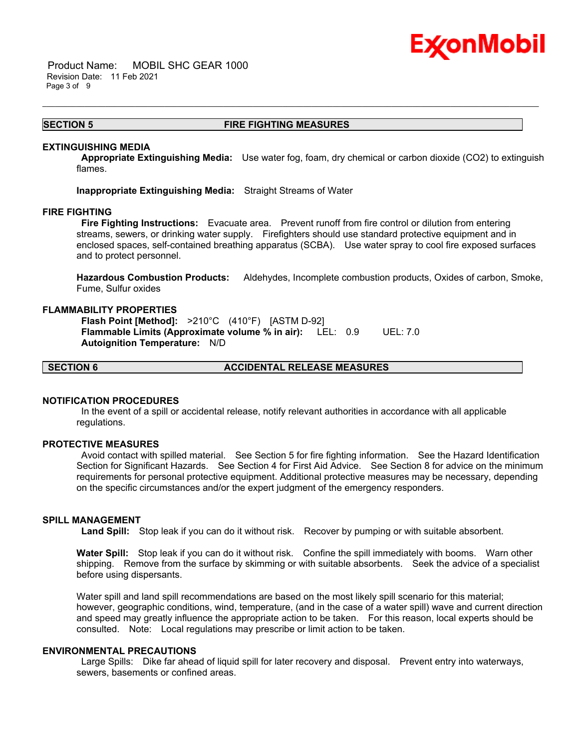## SECTION 5 FIRE FIGHTING MEASURES

### EXTINGUISHING MEDIA

**Appropriate Extinguishing Media:** Use water fog, foam, dry chemical or carbon dioxide ($CO_2$) to extinguish flames.

**Inappropriate Extinguishing Media:** Straight Streams of Water

### FIRE FIGHTING

**Fire Fighting Instructions:** Evacuate area. Prevent runoff from fire control or dilution from entering streams, sewers, or drinking water supply. Firefighters should use standard protective equipment and in enclosed spaces, self-contained breathing apparatus (SCBA). Use water spray to cool fire exposed surfaces and to protect personnel.

**Hazardous Combustion Products:** Aldehydes, Incomplete combustion products, Oxides of carbon, Smoke, Fume, Sulfur oxides

### FLAMMABILITY PROPERTIES

**Flash Point [Method]:** >210°C (410°F) [ASTM D-92]
**Flammable Limits (Approximate volume % in air):** LEL: 0.9 UEL: 7.0
**Autoignition Temperature:** N/D

## SECTION 6 ACCIDENTAL RELEASE MEASURES

### NOTIFICATION PROCEDURES

In the event of a spill or accidental release, notify relevant authorities in accordance with all applicable regulations.

### PROTECTIVE MEASURES

Avoid contact with spilled material. See Section 5 for fire fighting information. See the Hazard Identification Section for Significant Hazards. See Section 4 for First Aid Advice. See Section 8 for advice on the minimum requirements for personal protective equipment. Additional protective measures may be necessary, depending on the specific circumstances and/or the expert judgment of the emergency responders.

### SPILL MANAGEMENT

**Land Spill:** Stop leak if you can do it without risk. Recover by pumping or with suitable absorbent.

**Water Spill:** Stop leak if you can do it without risk. Confine the spill immediately with booms. Warn other shipping. Remove from the surface by skimming or with suitable absorbents. Seek the advice of a specialist before using dispersants.

Water spill and land spill recommendations are based on the most likely spill scenario for this material; however, geographic conditions, wind, temperature, (and in the case of a water spill) wave and current direction and speed may greatly influence the appropriate action to be taken. For this reason, local experts should be consulted. Note: Local regulations may prescribe or limit action to be taken.

### ENVIRONMENTAL PRECAUTIONS

Large Spills: Dike far ahead of liquid spill for later recovery and disposal. Prevent entry into waterways, sewers, basements or confined areas.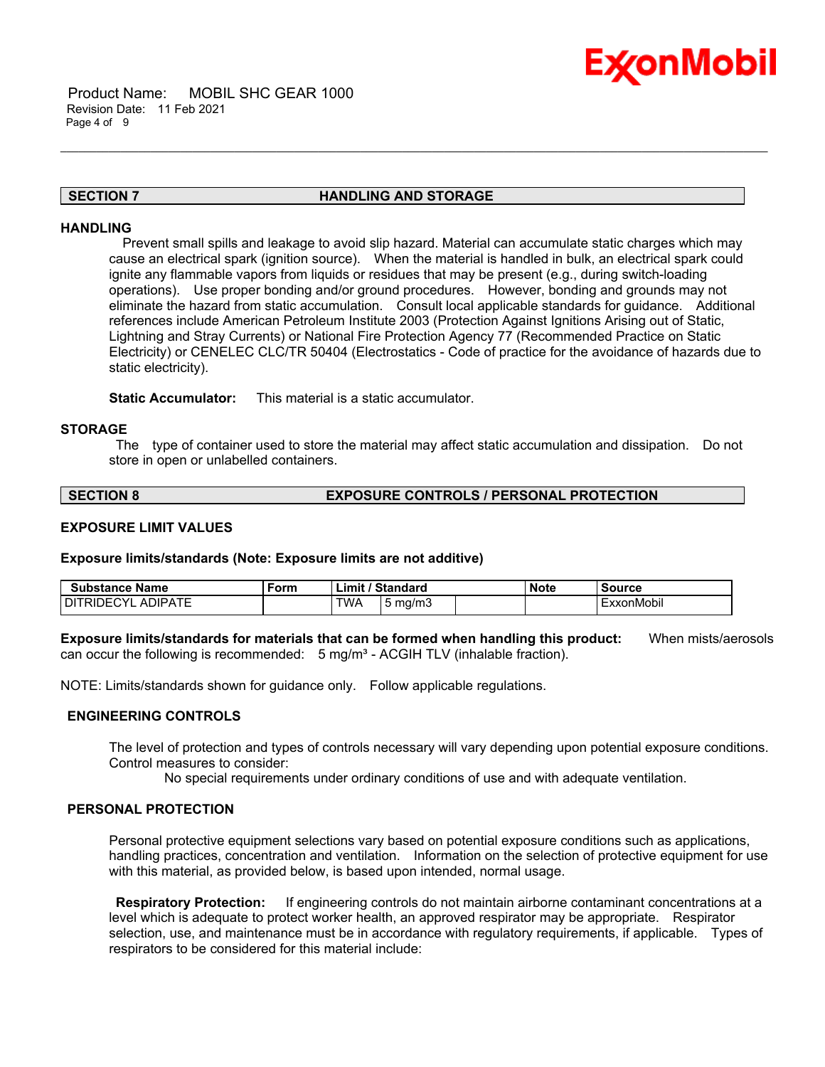## SECTION 7 HANDLING AND STORAGE

### HANDLING

Prevent small spills and leakage to avoid slip hazard. Material can accumulate static charges which may cause an electrical spark (ignition source). When the material is handled in bulk, an electrical spark could ignite any flammable vapors from liquids or residues that may be present (e.g., during switch-loading operations). Use proper bonding and/or ground procedures. However, bonding and grounds may not eliminate the hazard from static accumulation. Consult local applicable standards for guidance. Additional references include American Petroleum Institute 2003 (Protection Against Ignitions Arising out of Static, Lightning and Stray Currents) or National Fire Protection Agency 77 (Recommended Practice on Static Electricity) or CENELEC CLC/TR 50404 (Electrostatics - Code of practice for the avoidance of hazards due to static electricity).

**Static Accumulator:** This material is a static accumulator.

### STORAGE

The type of container used to store the material may affect static accumulation and dissipation. Do not store in open or unlabelled containers.

## SECTION 8 EXPOSURE CONTROLS / PERSONAL PROTECTION

### EXPOSURE LIMIT VALUES

**Exposure limits/standards (Note: Exposure limits are not additive)**

| Substance Name | Form | Limit / Standard | | | Note | Source |
|---|---|---|---|---|---|---|
| DITRIDECYL ADIPATE | | TWA | 5 mg/m3 | | | ExxonMobil |

**Exposure limits/standards for materials that can be formed when handling this product:** When mists/aerosols can occur the following is recommended: 5 mg/m³ - ACGIH TLV (inhalable fraction).

NOTE: Limits/standards shown for guidance only. Follow applicable regulations.

### ENGINEERING CONTROLS

The level of protection and types of controls necessary will vary depending upon potential exposure conditions. Control measures to consider:

No special requirements under ordinary conditions of use and with adequate ventilation.

### PERSONAL PROTECTION

Personal protective equipment selections vary based on potential exposure conditions such as applications, handling practices, concentration and ventilation. Information on the selection of protective equipment for use with this material, as provided below, is based upon intended, normal usage.

**Respiratory Protection:** If engineering controls do not maintain airborne contaminant concentrations at a level which is adequate to protect worker health, an approved respirator may be appropriate. Respirator selection, use, and maintenance must be in accordance with regulatory requirements, if applicable. Types of respirators to be considered for this material include: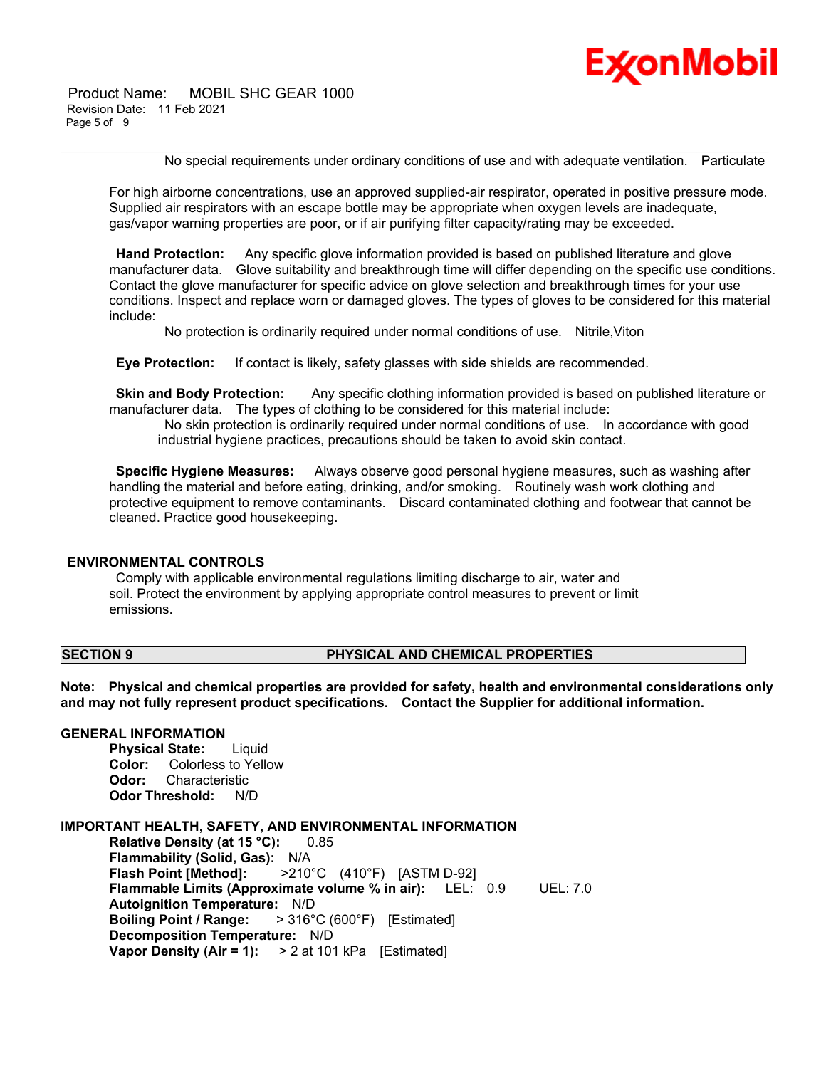No special requirements under ordinary conditions of use and with adequate ventilation.  Particulate

For high airborne concentrations, use an approved supplied-air respirator, operated in positive pressure mode. Supplied air respirators with an escape bottle may be appropriate when oxygen levels are inadequate, gas/vapor warning properties are poor, or if air purifying filter capacity/rating may be exceeded.

**Hand Protection:** Any specific glove information provided is based on published literature and glove manufacturer data. Glove suitability and breakthrough time will differ depending on the specific use conditions. Contact the glove manufacturer for specific advice on glove selection and breakthrough times for your use conditions. Inspect and replace worn or damaged gloves. The types of gloves to be considered for this material include:

No protection is ordinarily required under normal conditions of use.  Nitrile,Viton

**Eye Protection:** If contact is likely, safety glasses with side shields are recommended.

**Skin and Body Protection:** Any specific clothing information provided is based on published literature or manufacturer data. The types of clothing to be considered for this material include:

No skin protection is ordinarily required under normal conditions of use. In accordance with good industrial hygiene practices, precautions should be taken to avoid skin contact.

**Specific Hygiene Measures:** Always observe good personal hygiene measures, such as washing after handling the material and before eating, drinking, and/or smoking. Routinely wash work clothing and protective equipment to remove contaminants. Discard contaminated clothing and footwear that cannot be cleaned. Practice good housekeeping.

## ENVIRONMENTAL CONTROLS

Comply with applicable environmental regulations limiting discharge to air, water and soil. Protect the environment by applying appropriate control measures to prevent or limit emissions.

## SECTION 9 PHYSICAL AND CHEMICAL PROPERTIES

**Note: Physical and chemical properties are provided for safety, health and environmental considerations only and may not fully represent product specifications. Contact the Supplier for additional information.**

### GENERAL INFORMATION

**Physical State:** Liquid
**Color:** Colorless to Yellow
**Odor:** Characteristic
**Odor Threshold:** N/D

### IMPORTANT HEALTH, SAFETY, AND ENVIRONMENTAL INFORMATION

**Relative Density (at 15 °C):** 0.85
**Flammability (Solid, Gas):** N/A
**Flash Point [Method]:** >210°C (410°F) [ASTM D-92]
**Flammable Limits (Approximate volume % in air):** LEL: 0.9 UEL: 7.0
**Autoignition Temperature:** N/D
**Boiling Point / Range:** > 316°C (600°F) [Estimated]
**Decomposition Temperature:** N/D
**Vapor Density (Air = 1):** > 2 at 101 kPa [Estimated]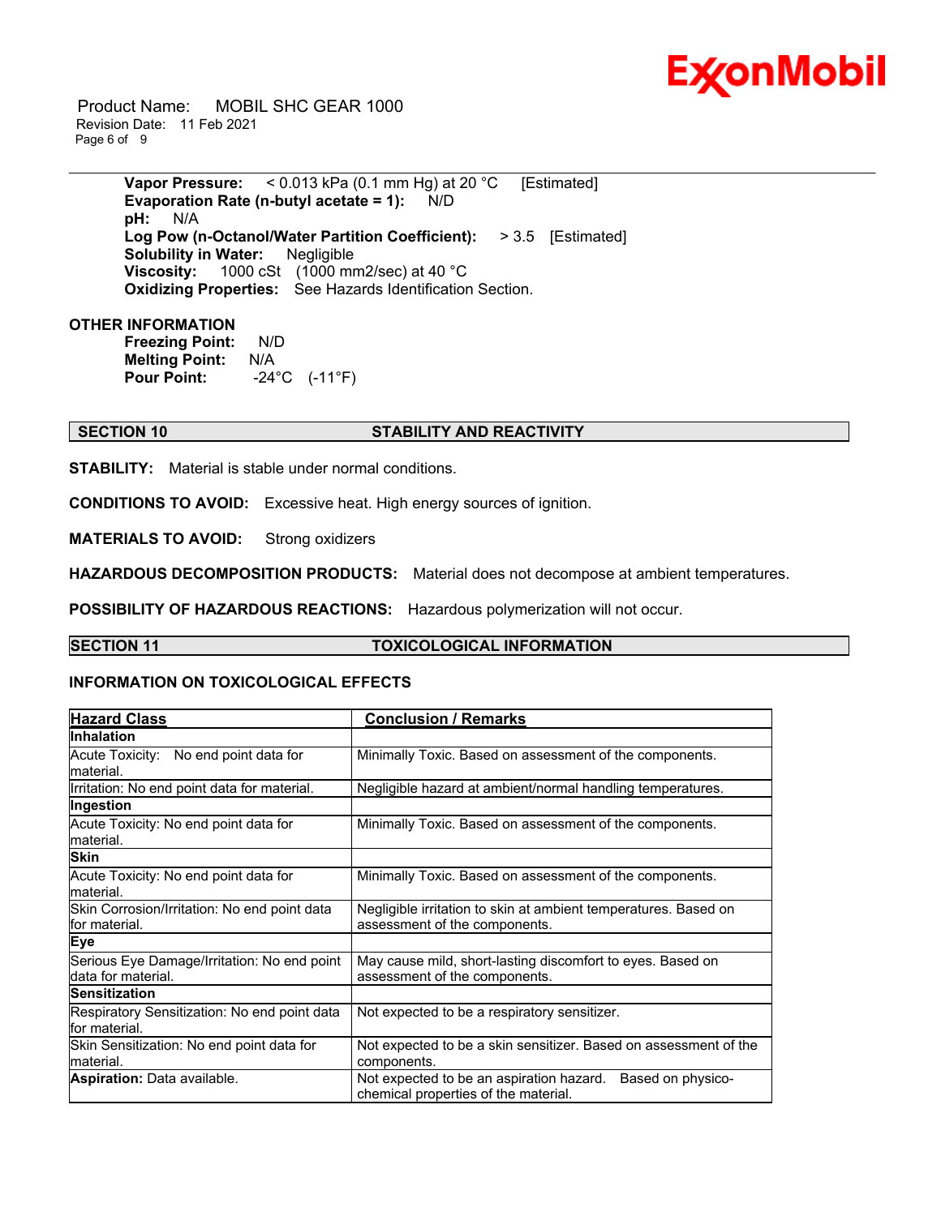**Vapor Pressure:** < 0.013 kPa (0.1 mm Hg) at 20 °C [Estimated]
**Evaporation Rate (n-butyl acetate = 1):** N/D
**pH:** N/A
**Log Pow (n-Octanol/Water Partition Coefficient):** > 3.5 [Estimated]
**Solubility in Water:** Negligible
**Viscosity:** 1000 cSt (1000 mm2/sec) at 40 °C
**Oxidizing Properties:** See Hazards Identification Section.

**OTHER INFORMATION**

**Freezing Point:** N/D
**Melting Point:** N/A
**Pour Point:** -24°C (-11°F)

## SECTION 10 STABILITY AND REACTIVITY

**STABILITY:** Material is stable under normal conditions.

**CONDITIONS TO AVOID:** Excessive heat. High energy sources of ignition.

**MATERIALS TO AVOID:** Strong oxidizers

**HAZARDOUS DECOMPOSITION PRODUCTS:** Material does not decompose at ambient temperatures.

**POSSIBILITY OF HAZARDOUS REACTIONS:** Hazardous polymerization will not occur.

## SECTION 11 TOXICOLOGICAL INFORMATION

### INFORMATION ON TOXICOLOGICAL EFFECTS

| Hazard Class | Conclusion / Remarks |
|---|---|
| **Inhalation** | |
| Acute Toxicity: No end point data for material. | Minimally Toxic. Based on assessment of the components. |
| Irritation: No end point data for material. | Negligible hazard at ambient/normal handling temperatures. |
| **Ingestion** | |
| Acute Toxicity: No end point data for material. | Minimally Toxic. Based on assessment of the components. |
| **Skin** | |
| Acute Toxicity: No end point data for material. | Minimally Toxic. Based on assessment of the components. |
| Skin Corrosion/Irritation: No end point data for material. | Negligible irritation to skin at ambient temperatures. Based on assessment of the components. |
| **Eye** | |
| Serious Eye Damage/Irritation: No end point data for material. | May cause mild, short-lasting discomfort to eyes. Based on assessment of the components. |
| **Sensitization** | |
| Respiratory Sensitization: No end point data for material. | Not expected to be a respiratory sensitizer. |
| Skin Sensitization: No end point data for material. | Not expected to be a skin sensitizer. Based on assessment of the components. |
| **Aspiration:** Data available. | Not expected to be an aspiration hazard. Based on physico-chemical properties of the material. |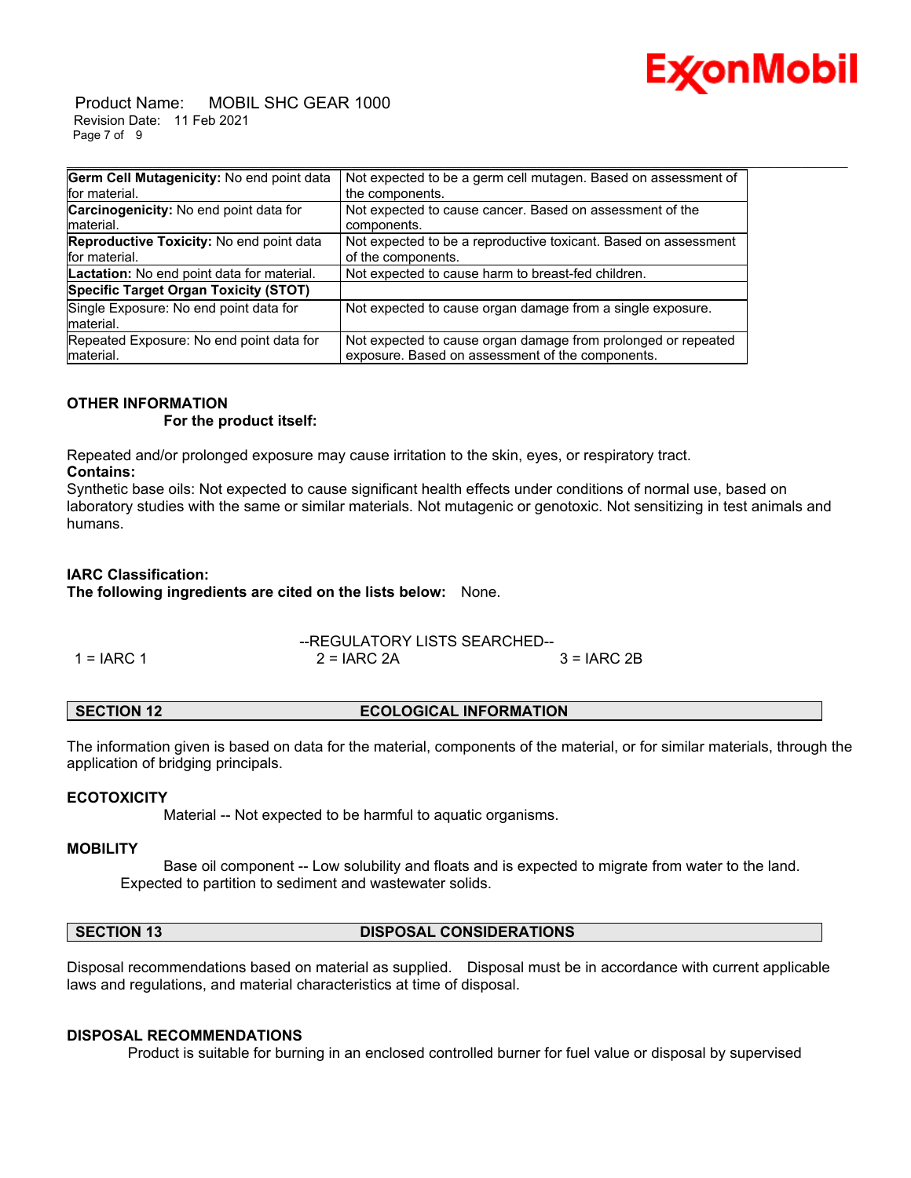| | |
|---|---|
| **Germ Cell Mutagenicity:** No end point data for material. | Not expected to be a germ cell mutagen. Based on assessment of the components. |
| **Carcinogenicity:** No end point data for material. | Not expected to cause cancer. Based on assessment of the components. |
| **Reproductive Toxicity:** No end point data for material. | Not expected to be a reproductive toxicant. Based on assessment of the components. |
| **Lactation:** No end point data for material. | Not expected to cause harm to breast-fed children. |
| **Specific Target Organ Toxicity (STOT)** | |
| Single Exposure: No end point data for material. | Not expected to cause organ damage from a single exposure. |
| Repeated Exposure: No end point data for material. | Not expected to cause organ damage from prolonged or repeated exposure. Based on assessment of the components. |

**OTHER INFORMATION**

**For the product itself:**

Repeated and/or prolonged exposure may cause irritation to the skin, eyes, or respiratory tract.

**Contains:**

Synthetic base oils: Not expected to cause significant health effects under conditions of normal use, based on laboratory studies with the same or similar materials. Not mutagenic or genotoxic. Not sensitizing in test animals and humans.

**IARC Classification:**

**The following ingredients are cited on the lists below:** None.

--REGULATORY LISTS SEARCHED--

1 = IARC 1 &nbsp;&nbsp;&nbsp; 2 = IARC 2A &nbsp;&nbsp;&nbsp; 3 = IARC 2B

## SECTION 12 ECOLOGICAL INFORMATION

The information given is based on data for the material, components of the material, or for similar materials, through the application of bridging principals.

**ECOTOXICITY**

Material -- Not expected to be harmful to aquatic organisms.

**MOBILITY**

Base oil component -- Low solubility and floats and is expected to migrate from water to the land. Expected to partition to sediment and wastewater solids.

## SECTION 13 DISPOSAL CONSIDERATIONS

Disposal recommendations based on material as supplied. Disposal must be in accordance with current applicable laws and regulations, and material characteristics at time of disposal.

**DISPOSAL RECOMMENDATIONS**

Product is suitable for burning in an enclosed controlled burner for fuel value or disposal by supervised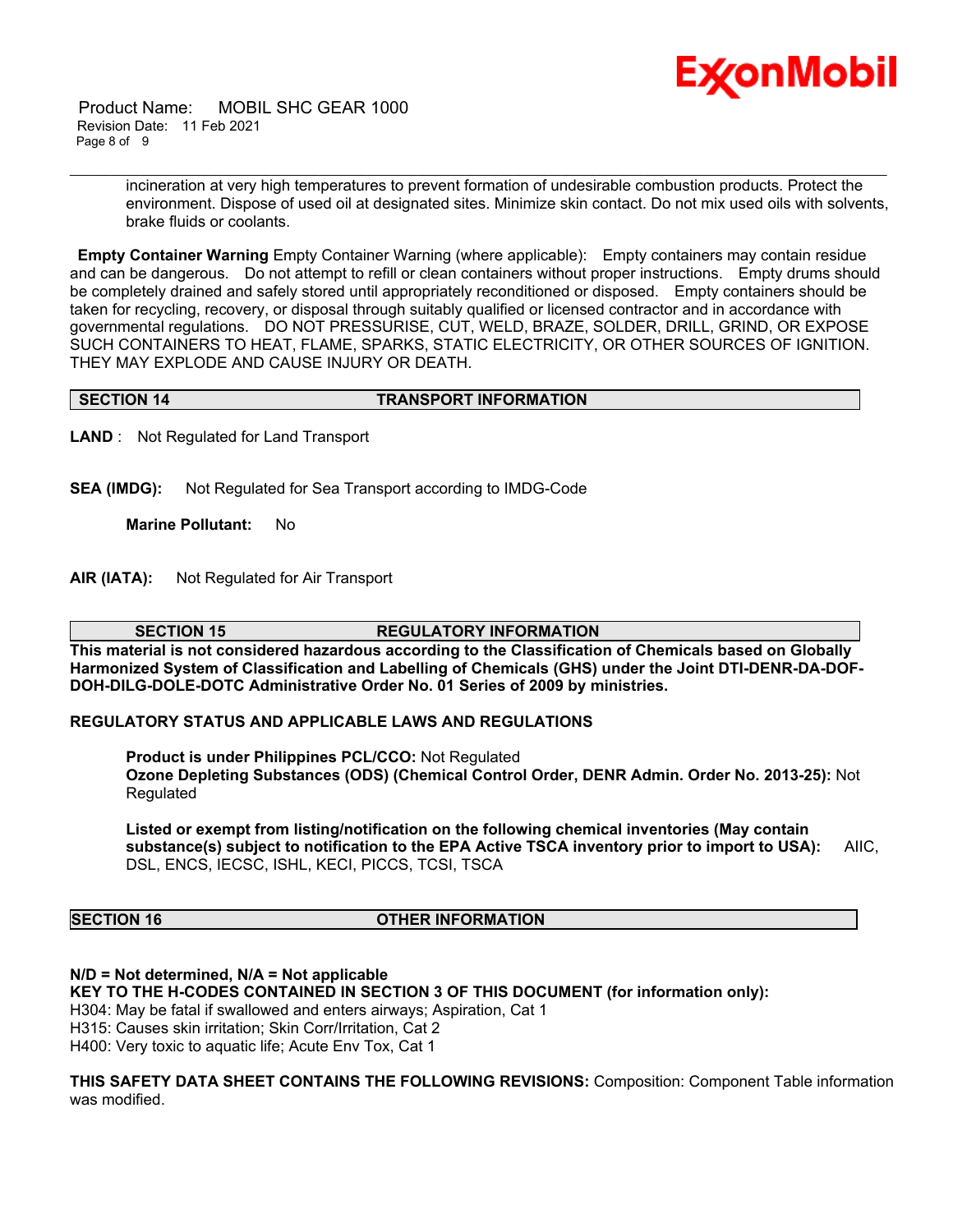incineration at very high temperatures to prevent formation of undesirable combustion products. Protect the environment. Dispose of used oil at designated sites. Minimize skin contact. Do not mix used oils with solvents, brake fluids or coolants.

**Empty Container Warning** Empty Container Warning (where applicable): Empty containers may contain residue and can be dangerous. Do not attempt to refill or clean containers without proper instructions. Empty drums should be completely drained and safely stored until appropriately reconditioned or disposed. Empty containers should be taken for recycling, recovery, or disposal through suitably qualified or licensed contractor and in accordance with governmental regulations. DO NOT PRESSURISE, CUT, WELD, BRAZE, SOLDER, DRILL, GRIND, OR EXPOSE SUCH CONTAINERS TO HEAT, FLAME, SPARKS, STATIC ELECTRICITY, OR OTHER SOURCES OF IGNITION. THEY MAY EXPLODE AND CAUSE INJURY OR DEATH.

## SECTION 14 TRANSPORT INFORMATION

**LAND** : Not Regulated for Land Transport

**SEA (IMDG):** Not Regulated for Sea Transport according to IMDG-Code

**Marine Pollutant:** No

**AIR (IATA):** Not Regulated for Air Transport

## SECTION 15 REGULATORY INFORMATION

**This material is not considered hazardous according to the Classification of Chemicals based on Globally Harmonized System of Classification and Labelling of Chemicals (GHS) under the Joint DTI-DENR-DA-DOF-DOH-DILG-DOLE-DOTC Administrative Order No. 01 Series of 2009 by ministries.**

**REGULATORY STATUS AND APPLICABLE LAWS AND REGULATIONS**

**Product is under Philippines PCL/CCO:** Not Regulated
**Ozone Depleting Substances (ODS) (Chemical Control Order, DENR Admin. Order No. 2013-25):** Not Regulated

**Listed or exempt from listing/notification on the following chemical inventories (May contain substance(s) subject to notification to the EPA Active TSCA inventory prior to import to USA):** AIIC, DSL, ENCS, IECSC, ISHL, KECI, PICCS, TCSI, TSCA

## SECTION 16 OTHER INFORMATION

**N/D = Not determined, N/A = Not applicable**
**KEY TO THE H-CODES CONTAINED IN SECTION 3 OF THIS DOCUMENT (for information only):**
H304: May be fatal if swallowed and enters airways; Aspiration, Cat 1
H315: Causes skin irritation; Skin Corr/Irritation, Cat 2
H400: Very toxic to aquatic life; Acute Env Tox, Cat 1

**THIS SAFETY DATA SHEET CONTAINS THE FOLLOWING REVISIONS:** Composition: Component Table information was modified.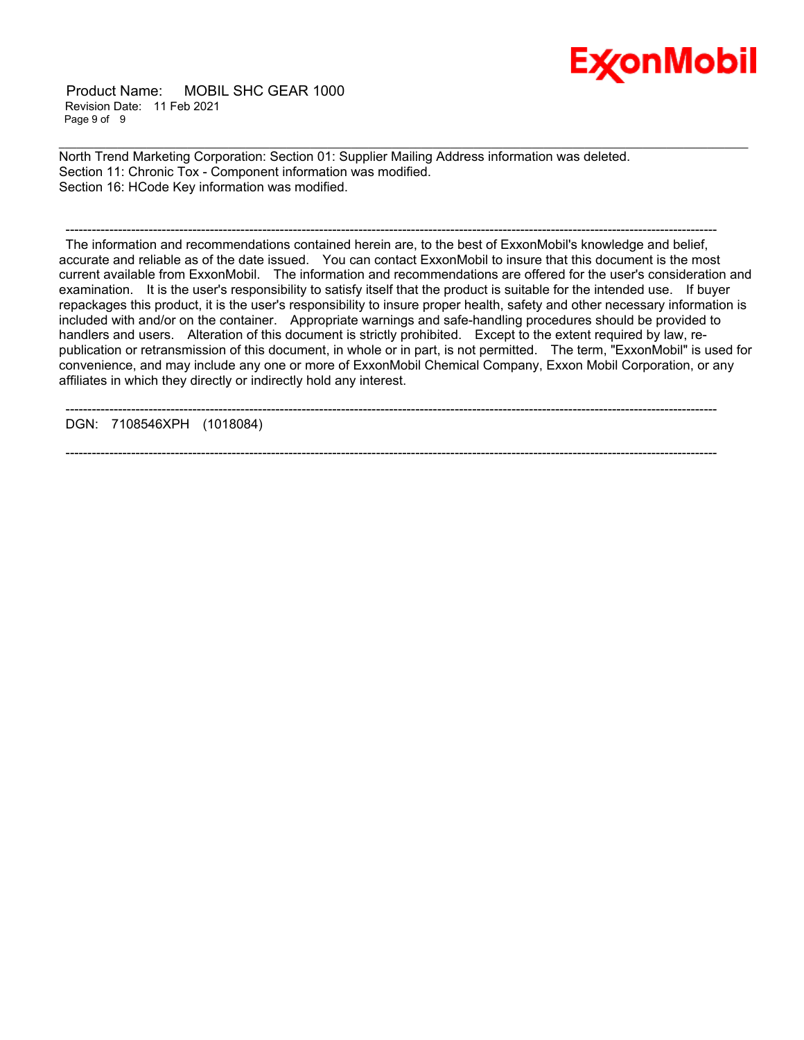North Trend Marketing Corporation: Section 01: Supplier Mailing Address information was deleted.
Section 11: Chronic Tox - Component information was modified.
Section 16: HCode Key information was modified.

-----------------------------------------------------------------------------------------------------------------------------------------------

The information and recommendations contained herein are, to the best of ExxonMobil's knowledge and belief, accurate and reliable as of the date issued. You can contact ExxonMobil to insure that this document is the most current available from ExxonMobil. The information and recommendations are offered for the user's consideration and examination. It is the user's responsibility to satisfy itself that the product is suitable for the intended use. If buyer repackages this product, it is the user's responsibility to insure proper health, safety and other necessary information is included with and/or on the container. Appropriate warnings and safe-handling procedures should be provided to handlers and users. Alteration of this document is strictly prohibited. Except to the extent required by law, re-publication or retransmission of this document, in whole or in part, is not permitted. The term, "ExxonMobil" is used for convenience, and may include any one or more of ExxonMobil Chemical Company, Exxon Mobil Corporation, or any affiliates in which they directly or indirectly hold any interest.

-----------------------------------------------------------------------------------------------------------------------------------------------

DGN: 7108546XPH (1018084)

-----------------------------------------------------------------------------------------------------------------------------------------------